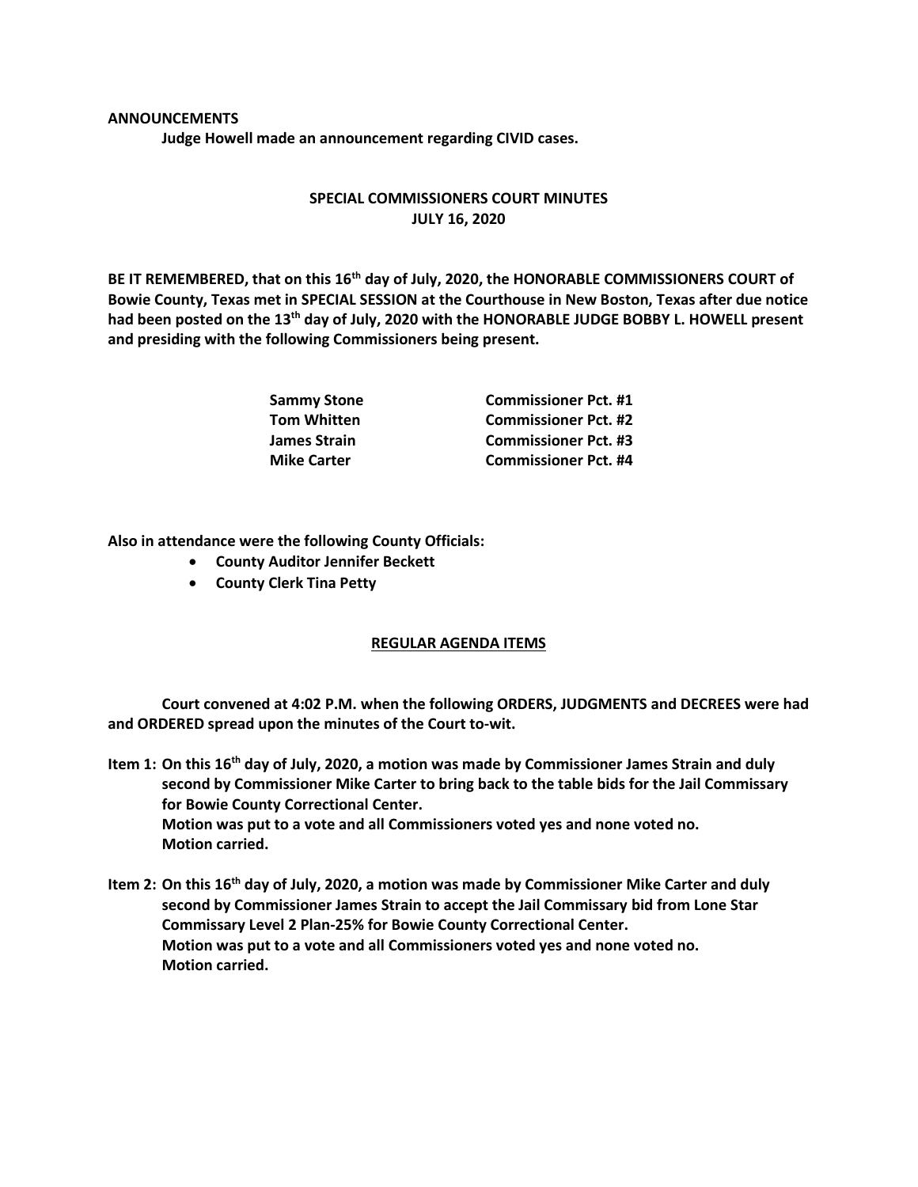**ANNOUNCEMENTS**

**Judge Howell made an announcement regarding CIVID cases.**

**SPECIAL COMMISSIONERS COURT MINUTES**
**JULY 16, 2020**

**BE IT REMEMBERED, that on this 16th day of July, 2020, the HONORABLE COMMISSIONERS COURT of Bowie County, Texas met in SPECIAL SESSION at the Courthouse in New Boston, Texas after due notice had been posted on the 13th day of July, 2020 with the HONORABLE JUDGE BOBBY L. HOWELL present and presiding with the following Commissioners being present.**

| | |
|---|---|
| **Sammy Stone** | **Commissioner Pct. #1** |
| **Tom Whitten** | **Commissioner Pct. #2** |
| **James Strain** | **Commissioner Pct. #3** |
| **Mike Carter** | **Commissioner Pct. #4** |

**Also in attendance were the following County Officials:**

- **County Auditor Jennifer Beckett**
- **County Clerk Tina Petty**

**REGULAR AGENDA ITEMS**

**Court convened at 4:02 P.M. when the following ORDERS, JUDGMENTS and DECREES were had and ORDERED spread upon the minutes of the Court to-wit.**

**Item 1: On this 16th day of July, 2020, a motion was made by Commissioner James Strain and duly second by Commissioner Mike Carter to bring back to the table bids for the Jail Commissary for Bowie County Correctional Center.**
**Motion was put to a vote and all Commissioners voted yes and none voted no.**
**Motion carried.**

**Item 2: On this 16th day of July, 2020, a motion was made by Commissioner Mike Carter and duly second by Commissioner James Strain to accept the Jail Commissary bid from Lone Star Commissary Level 2 Plan-25% for Bowie County Correctional Center.**
**Motion was put to a vote and all Commissioners voted yes and none voted no.**
**Motion carried.**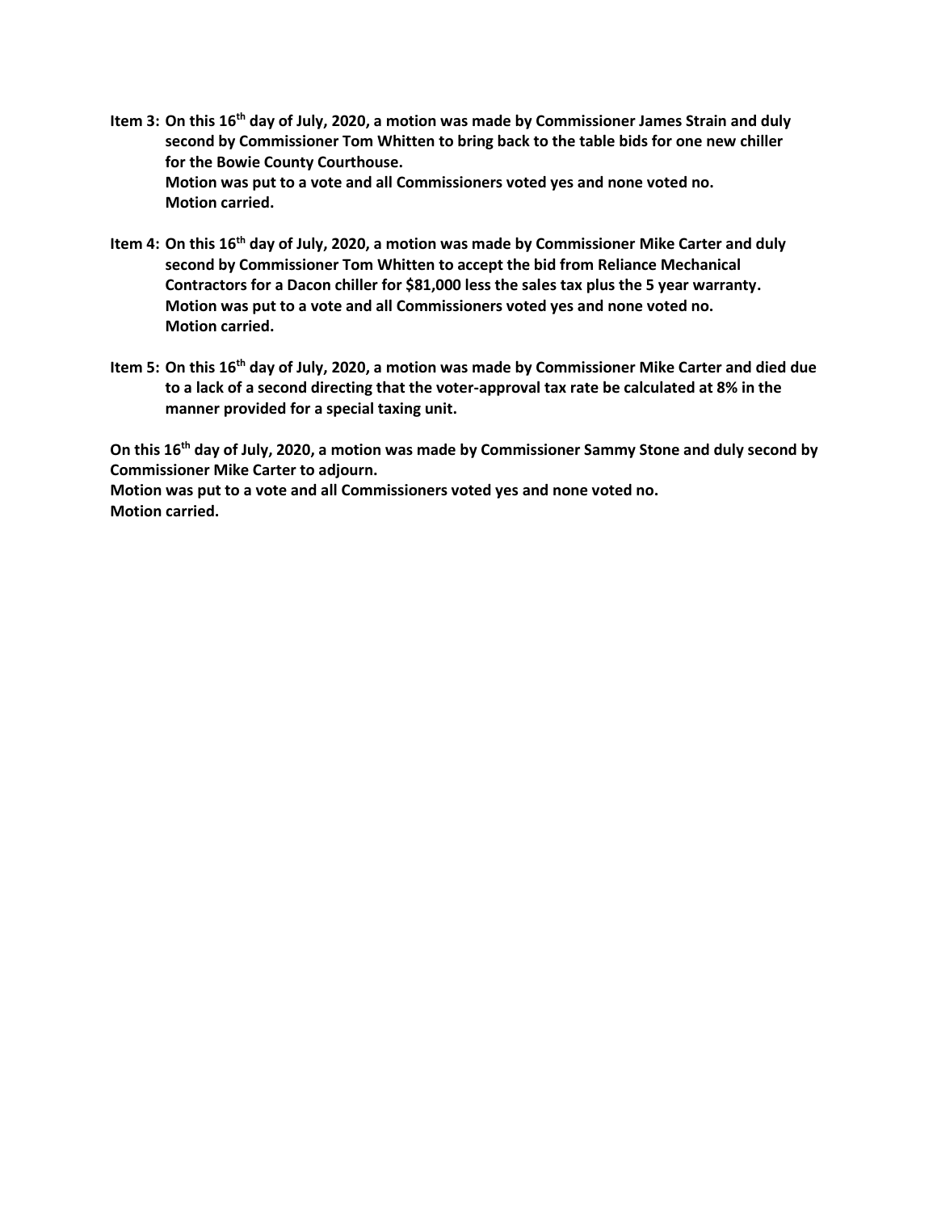**Item 3: On this 16th day of July, 2020, a motion was made by Commissioner James Strain and duly second by Commissioner Tom Whitten to bring back to the table bids for one new chiller for the Bowie County Courthouse.**
**Motion was put to a vote and all Commissioners voted yes and none voted no.**
**Motion carried.**

**Item 4: On this 16th day of July, 2020, a motion was made by Commissioner Mike Carter and duly second by Commissioner Tom Whitten to accept the bid from Reliance Mechanical Contractors for a Dacon chiller for $81,000 less the sales tax plus the 5 year warranty.**
**Motion was put to a vote and all Commissioners voted yes and none voted no.**
**Motion carried.**

**Item 5: On this 16th day of July, 2020, a motion was made by Commissioner Mike Carter and died due to a lack of a second directing that the voter-approval tax rate be calculated at 8% in the manner provided for a special taxing unit.**

**On this 16th day of July, 2020, a motion was made by Commissioner Sammy Stone and duly second by Commissioner Mike Carter to adjourn.**
**Motion was put to a vote and all Commissioners voted yes and none voted no.**
**Motion carried.**